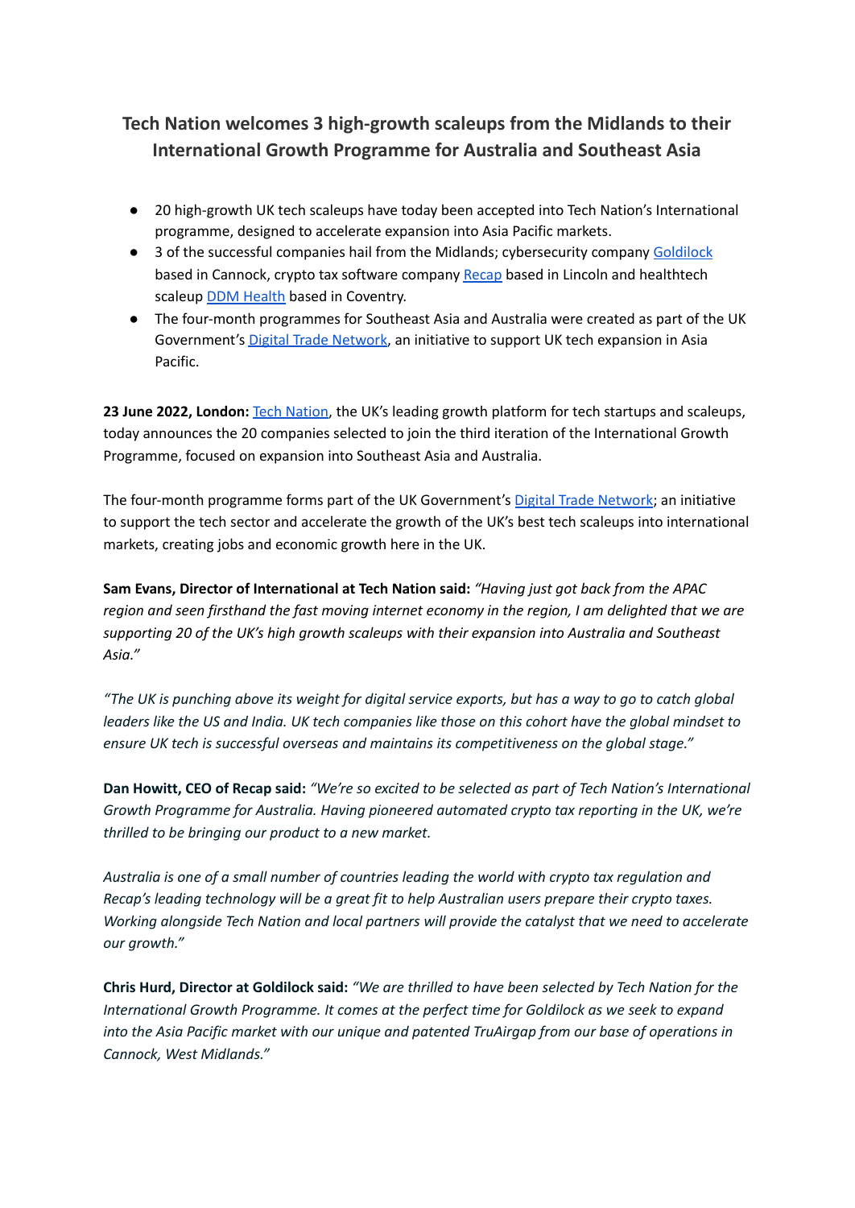# Tech Nation welcomes 3 high-growth scaleups from the Midlands to their International Growth Programme for Australia and Southeast Asia

- 20 high-growth UK tech scaleups have today been accepted into Tech Nation's International programme, designed to accelerate expansion into Asia Pacific markets.
- 3 of the successful companies hail from the Midlands; cybersecurity company Goldilock based in Cannock, crypto tax software company Recap based in Lincoln and healthtech scaleup DDM Health based in Coventry.
- The four-month programmes for Southeast Asia and Australia were created as part of the UK Government's Digital Trade Network, an initiative to support UK tech expansion in Asia Pacific.

**23 June 2022, London:** Tech Nation, the UK's leading growth platform for tech startups and scaleups, today announces the 20 companies selected to join the third iteration of the International Growth Programme, focused on expansion into Southeast Asia and Australia.

The four-month programme forms part of the UK Government's Digital Trade Network; an initiative to support the tech sector and accelerate the growth of the UK's best tech scaleups into international markets, creating jobs and economic growth here in the UK.

**Sam Evans, Director of International at Tech Nation said:** *"Having just got back from the APAC region and seen firsthand the fast moving internet economy in the region, I am delighted that we are supporting 20 of the UK's high growth scaleups with their expansion into Australia and Southeast Asia."*

*"The UK is punching above its weight for digital service exports, but has a way to go to catch global leaders like the US and India. UK tech companies like those on this cohort have the global mindset to ensure UK tech is successful overseas and maintains its competitiveness on the global stage."*

**Dan Howitt, CEO of Recap said:** *"We're so excited to be selected as part of Tech Nation's International Growth Programme for Australia. Having pioneered automated crypto tax reporting in the UK, we're thrilled to be bringing our product to a new market.*

*Australia is one of a small number of countries leading the world with crypto tax regulation and Recap's leading technology will be a great fit to help Australian users prepare their crypto taxes. Working alongside Tech Nation and local partners will provide the catalyst that we need to accelerate our growth."*

**Chris Hurd, Director at Goldilock said:** *"We are thrilled to have been selected by Tech Nation for the International Growth Programme. It comes at the perfect time for Goldilock as we seek to expand into the Asia Pacific market with our unique and patented TruAirgap from our base of operations in Cannock, West Midlands."*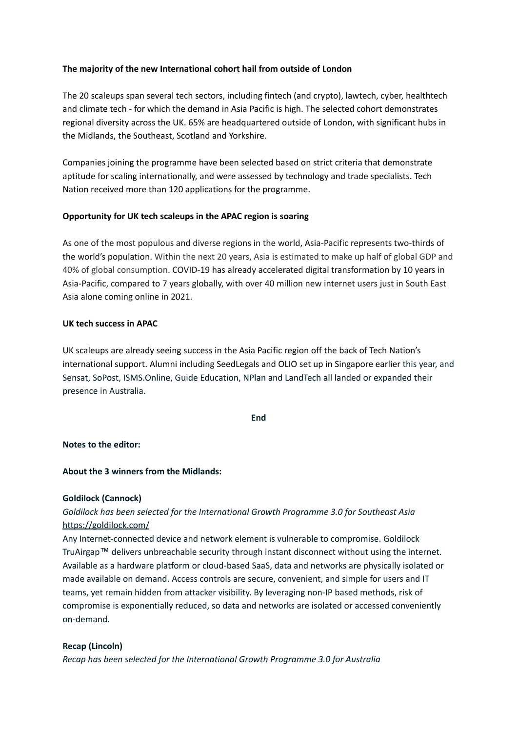**The majority of the new International cohort hail from outside of London**

The 20 scaleups span several tech sectors, including fintech (and crypto), lawtech, cyber, healthtech and climate tech - for which the demand in Asia Pacific is high. The selected cohort demonstrates regional diversity across the UK. 65% are headquartered outside of London, with significant hubs in the Midlands, the Southeast, Scotland and Yorkshire.

Companies joining the programme have been selected based on strict criteria that demonstrate aptitude for scaling internationally, and were assessed by technology and trade specialists. Tech Nation received more than 120 applications for the programme.

**Opportunity for UK tech scaleups in the APAC region is soaring**

As one of the most populous and diverse regions in the world, Asia-Pacific represents two-thirds of the world's population. Within the next 20 years, Asia is estimated to make up half of global GDP and 40% of global consumption. COVID-19 has already accelerated digital transformation by 10 years in Asia-Pacific, compared to 7 years globally, with over 40 million new internet users just in South East Asia alone coming online in 2021.

**UK tech success in APAC**

UK scaleups are already seeing success in the Asia Pacific region off the back of Tech Nation's international support. Alumni including SeedLegals and OLIO set up in Singapore earlier this year, and Sensat, SoPost, ISMS.Online, Guide Education, NPlan and LandTech all landed or expanded their presence in Australia.

**End**

**Notes to the editor:**

**About the 3 winners from the Midlands:**

**Goldilock (Cannock)**

*Goldilock has been selected for the International Growth Programme 3.0 for Southeast Asia*
https://goldilock.com/

Any Internet-connected device and network element is vulnerable to compromise. Goldilock TruAirgap™ delivers unbreachable security through instant disconnect without using the internet. Available as a hardware platform or cloud-based SaaS, data and networks are physically isolated or made available on demand. Access controls are secure, convenient, and simple for users and IT teams, yet remain hidden from attacker visibility. By leveraging non-IP based methods, risk of compromise is exponentially reduced, so data and networks are isolated or accessed conveniently on-demand.

**Recap (Lincoln)**

*Recap has been selected for the International Growth Programme 3.0 for Australia*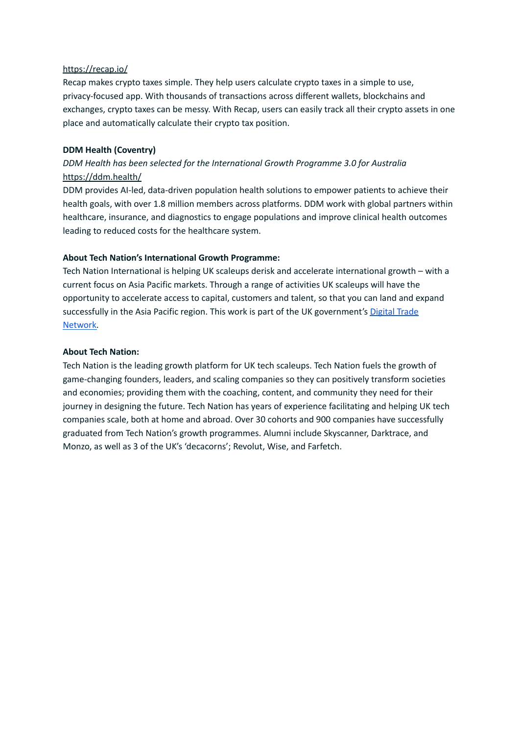https://recap.io/

Recap makes crypto taxes simple. They help users calculate crypto taxes in a simple to use, privacy-focused app. With thousands of transactions across different wallets, blockchains and exchanges, crypto taxes can be messy. With Recap, users can easily track all their crypto assets in one place and automatically calculate their crypto tax position.

**DDM Health (Coventry)**

*DDM Health has been selected for the International Growth Programme 3.0 for Australia*

https://ddm.health/

DDM provides AI-led, data-driven population health solutions to empower patients to achieve their health goals, with over 1.8 million members across platforms. DDM work with global partners within healthcare, insurance, and diagnostics to engage populations and improve clinical health outcomes leading to reduced costs for the healthcare system.

**About Tech Nation's International Growth Programme:**

Tech Nation International is helping UK scaleups derisk and accelerate international growth – with a current focus on Asia Pacific markets. Through a range of activities UK scaleups will have the opportunity to accelerate access to capital, customers and talent, so that you can land and expand successfully in the Asia Pacific region. This work is part of the UK government's Digital Trade Network.

**About Tech Nation:**

Tech Nation is the leading growth platform for UK tech scaleups. Tech Nation fuels the growth of game-changing founders, leaders, and scaling companies so they can positively transform societies and economies; providing them with the coaching, content, and community they need for their journey in designing the future. Tech Nation has years of experience facilitating and helping UK tech companies scale, both at home and abroad. Over 30 cohorts and 900 companies have successfully graduated from Tech Nation's growth programmes. Alumni include Skyscanner, Darktrace, and Monzo, as well as 3 of the UK's 'decacorns'; Revolut, Wise, and Farfetch.